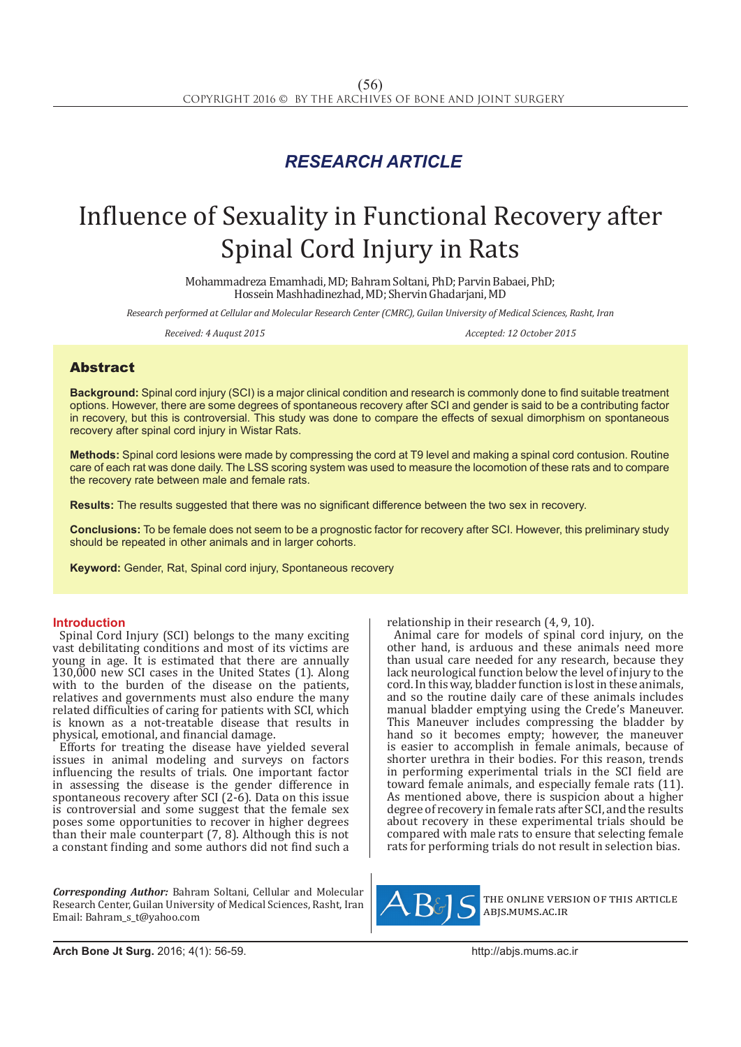*RESEARCH ARTICLE*

# Influence of Sexuality in Functional Recovery after Spinal Cord Injury in Rats

Mohammadreza Emamhadi, MD; Bahram Soltani, PhD; Parvin Babaei, PhD; Hossein Mashhadinezhad, MD; Shervin Ghadarjani, MD

*Research performed at Cellular and Molecular Research Center (CMRC), Guilan University of Medical Sciences, Rasht, Iran*

*Received: 4 August 2015* *Accepted: 12 October 2015*

## Abstract

**Background:** Spinal cord injury (SCI) is a major clinical condition and research is commonly done to find suitable treatment options. However, there are some degrees of spontaneous recovery after SCI and gender is said to be a contributing factor in recovery, but this is controversial. This study was done to compare the effects of sexual dimorphism on spontaneous recovery after spinal cord injury in Wistar Rats.

**Methods:** Spinal cord lesions were made by compressing the cord at T9 level and making a spinal cord contusion. Routine care of each rat was done daily. The LSS scoring system was used to measure the locomotion of these rats and to compare the recovery rate between male and female rats.

**Results:** The results suggested that there was no significant difference between the two sex in recovery.

**Conclusions:** To be female does not seem to be a prognostic factor for recovery after SCI. However, this preliminary study should be repeated in other animals and in larger cohorts.

**Keyword:** Gender, Rat, Spinal cord injury, Spontaneous recovery

## Introduction

Spinal Cord Injury (SCI) belongs to the many exciting vast debilitating conditions and most of its victims are young in age. It is estimated that there are annually 130,000 new SCI cases in the United States (1). Along with to the burden of the disease on the patients, relatives and governments must also endure the many related difficulties of caring for patients with SCI, which is known as a not-treatable disease that results in physical, emotional, and financial damage.

Efforts for treating the disease have yielded several issues in animal modeling and surveys on factors influencing the results of trials. One important factor in assessing the disease is the gender difference in spontaneous recovery after SCI (2-6). Data on this issue is controversial and some suggest that the female sex poses some opportunities to recover in higher degrees than their male counterpart (7, 8). Although this is not a constant finding and some authors did not find such a relationship in their research (4, 9, 10).

Animal care for models of spinal cord injury, on the other hand, is arduous and these animals need more than usual care needed for any research, because they lack neurological function below the level of injury to the cord. In this way, bladder function is lost in these animals, and so the routine daily care of these animals includes manual bladder emptying using the Crede's Maneuver. This Maneuver includes compressing the bladder by hand so it becomes empty; however, the maneuver is easier to accomplish in female animals, because of shorter urethra in their bodies. For this reason, trends in performing experimental trials in the SCI field are toward female animals, and especially female rats (11). As mentioned above, there is suspicion about a higher degree of recovery in female rats after SCI, and the results about recovery in these experimental trials should be compared with male rats to ensure that selecting female rats for performing trials do not result in selection bias.

***Corresponding Author:*** Bahram Soltani, Cellular and Molecular Research Center, Guilan University of Medical Sciences, Rasht, Iran
Email: Bahram_s_t@yahoo.com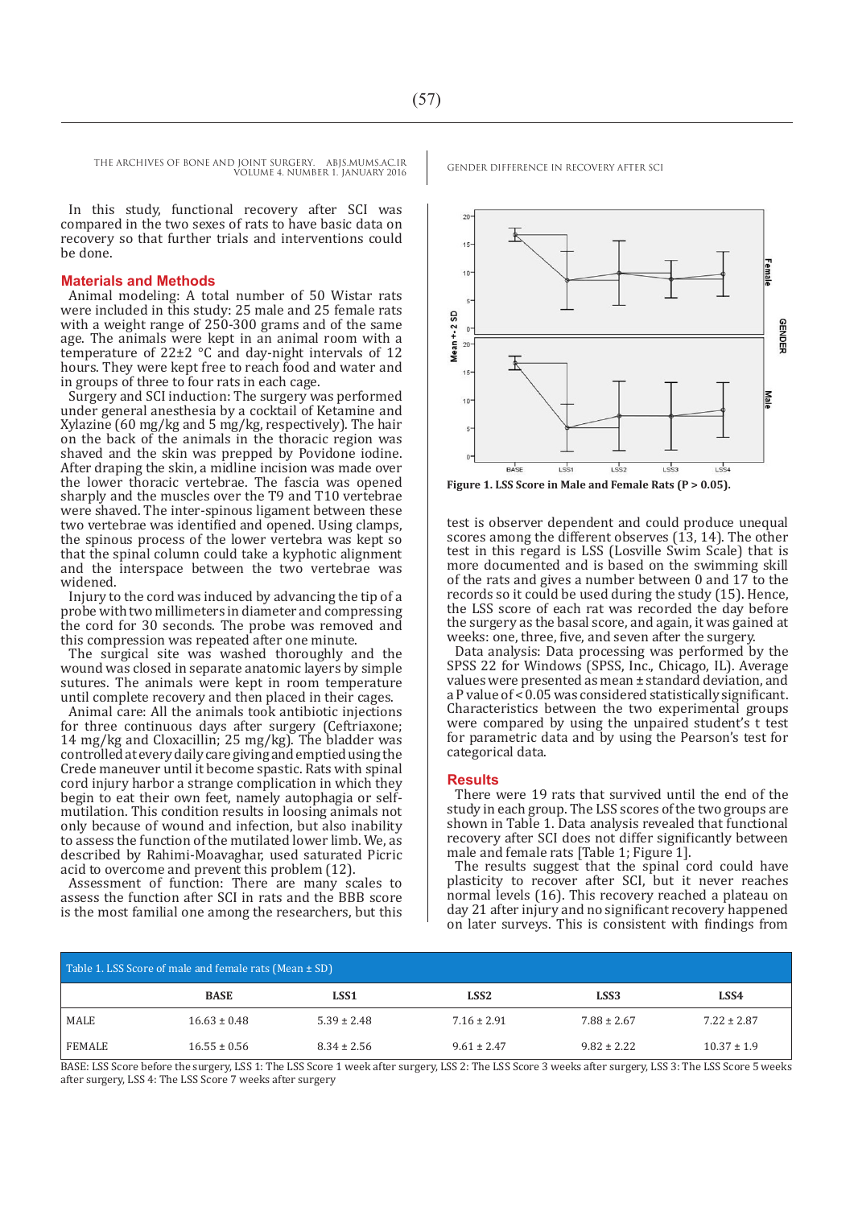In this study, functional recovery after SCI was compared in the two sexes of rats to have basic data on recovery so that further trials and interventions could be done.

## Materials and Methods

Animal modeling: A total number of 50 Wistar rats were included in this study: 25 male and 25 female rats with a weight range of 250-300 grams and of the same age. The animals were kept in an animal room with a temperature of 22±2 °C and day-night intervals of 12 hours. They were kept free to reach food and water and in groups of three to four rats in each cage.

Surgery and SCI induction: The surgery was performed under general anesthesia by a cocktail of Ketamine and Xylazine (60 mg/kg and 5 mg/kg, respectively). The hair on the back of the animals in the thoracic region was shaved and the skin was prepped by Povidone iodine. After draping the skin, a midline incision was made over the lower thoracic vertebrae. The fascia was opened sharply and the muscles over the T9 and T10 vertebrae were shaved. The inter-spinous ligament between these two vertebrae was identified and opened. Using clamps, the spinous process of the lower vertebra was kept so that the spinal column could take a kyphotic alignment and the interspace between the two vertebrae was widened.

Injury to the cord was induced by advancing the tip of a probe with two millimeters in diameter and compressing the cord for 30 seconds. The probe was removed and this compression was repeated after one minute.

The surgical site was washed thoroughly and the wound was closed in separate anatomic layers by simple sutures. The animals were kept in room temperature until complete recovery and then placed in their cages.

Animal care: All the animals took antibiotic injections for three continuous days after surgery (Ceftriaxone; 14 mg/kg and Cloxacillin; 25 mg/kg). The bladder was controlled at every daily care giving and emptied using the Crede maneuver until it become spastic. Rats with spinal cord injury harbor a strange complication in which they begin to eat their own feet, namely autophagia or self-mutilation. This condition results in loosing animals not only because of wound and infection, but also inability to assess the function of the mutilated lower limb. We, as described by Rahimi-Moavaghar, used saturated Picric acid to overcome and prevent this problem (12).

Assessment of function: There are many scales to assess the function after SCI in rats and the BBB score is the most familial one among the researchers, but this test is observer dependent and could produce unequal scores among the different observes (13, 14). The other test in this regard is LSS (Losville Swim Scale) that is more documented and is based on the swimming skill of the rats and gives a number between 0 and 17 to the records so it could be used during the study (15). Hence, the LSS score of each rat was recorded the day before the surgery as the basal score, and again, it was gained at weeks: one, three, five, and seven after the surgery.

Data analysis: Data processing was performed by the SPSS 22 for Windows (SPSS, Inc., Chicago, IL). Average values were presented as mean ± standard deviation, and a P value of < 0.05 was considered statistically significant. Characteristics between the two experimental groups were compared by using the unpaired student's t test for parametric data and by using the Pearson's test for categorical data.

**Figure 1. LSS Score in Male and Female Rats (P > 0.05).**

## Results

There were 19 rats that survived until the end of the study in each group. The LSS scores of the two groups are shown in Table 1. Data analysis revealed that functional recovery after SCI does not differ significantly between male and female rats [Table 1; Figure 1].

The results suggest that the spinal cord could have plasticity to recover after SCI, but it never reaches normal levels (16). This recovery reached a plateau on day 21 after injury and no significant recovery happened on later surveys. This is consistent with findings from

Table 1. LSS Score of male and female rats (Mean ± SD)

| | BASE | LSS1 | LSS2 | LSS3 | LSS4 |
|---|---|---|---|---|---|
| MALE | 16.63 ± 0.48 | 5.39 ± 2.48 | 7.16 ± 2.91 | 7.88 ± 2.67 | 7.22 ± 2.87 |
| FEMALE | 16.55 ± 0.56 | 8.34 ± 2.56 | 9.61 ± 2.47 | 9.82 ± 2.22 | 10.37 ± 1.9 |

BASE: LSS Score before the surgery, LSS 1: The LSS Score 1 week after surgery, LSS 2: The LSS Score 3 weeks after surgery, LSS 3: The LSS Score 5 weeks after surgery, LSS 4: The LSS Score 7 weeks after surgery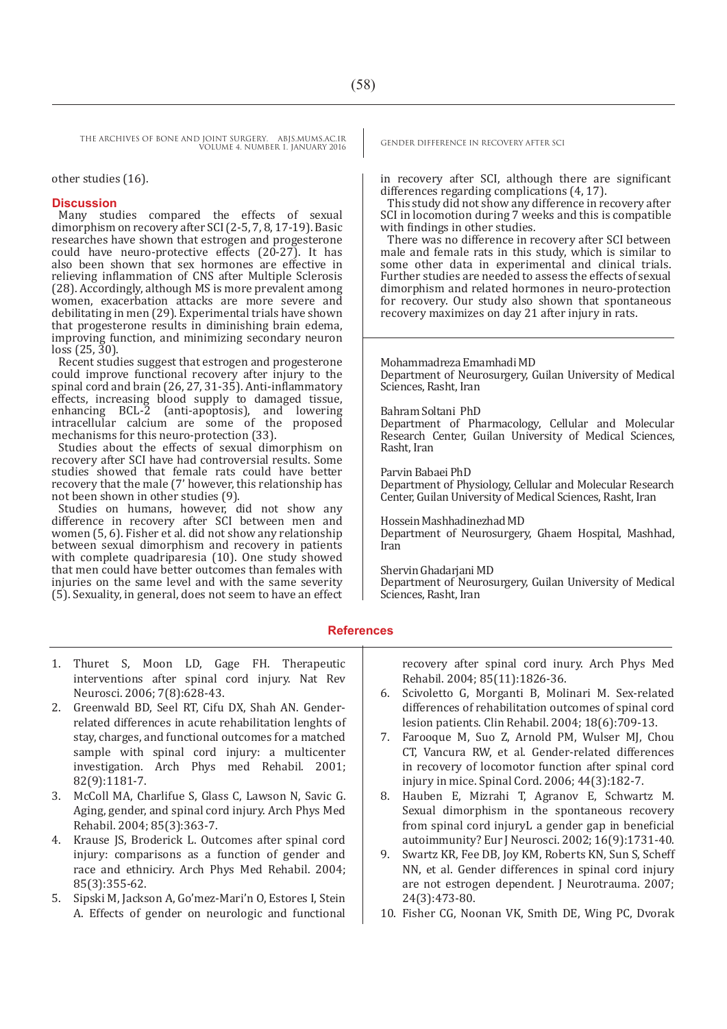other studies (16).

## Discussion

Many studies compared the effects of sexual dimorphism on recovery after SCI (2-5, 7, 8, 17-19). Basic researches have shown that estrogen and progesterone could have neuro-protective effects (20-27). It has also been shown that sex hormones are effective in relieving inflammation of CNS after Multiple Sclerosis (28). Accordingly, although MS is more prevalent among women, exacerbation attacks are more severe and debilitating in men (29). Experimental trials have shown that progesterone results in diminishing brain edema, improving function, and minimizing secondary neuron loss (25, 30).

Recent studies suggest that estrogen and progesterone could improve functional recovery after injury to the spinal cord and brain (26, 27, 31-35). Anti-inflammatory effects, increasing blood supply to damaged tissue, enhancing BCL-2 (anti-apoptosis), and lowering intracellular calcium are some of the proposed mechanisms for this neuro-protection (33).

Studies about the effects of sexual dimorphism on recovery after SCI have had controversial results. Some studies showed that female rats could have better recovery that the male (7' however, this relationship has not been shown in other studies (9).

Studies on humans, however, did not show any difference in recovery after SCI between men and women (5, 6). Fisher et al. did not show any relationship between sexual dimorphism and recovery in patients with complete quadriparesia (10). One study showed that men could have better outcomes than females with injuries on the same level and with the same severity (5). Sexuality, in general, does not seem to have an effect in recovery after SCI, although there are significant differences regarding complications (4, 17).

This study did not show any difference in recovery after SCI in locomotion during 7 weeks and this is compatible with findings in other studies.

There was no difference in recovery after SCI between male and female rats in this study, which is similar to some other data in experimental and clinical trials. Further studies are needed to assess the effects of sexual dimorphism and related hormones in neuro-protection for recovery. Our study also shown that spontaneous recovery maximizes on day 21 after injury in rats.

Mohammadreza Emamhadi MD
Department of Neurosurgery, Guilan University of Medical Sciences, Rasht, Iran

Bahram Soltani PhD
Department of Pharmacology, Cellular and Molecular Research Center, Guilan University of Medical Sciences, Rasht, Iran

Parvin Babaei PhD
Department of Physiology, Cellular and Molecular Research Center, Guilan University of Medical Sciences, Rasht, Iran

Hossein Mashhadinezhad MD
Department of Neurosurgery, Ghaem Hospital, Mashhad, Iran

Shervin Ghadarjani MD
Department of Neurosurgery, Guilan University of Medical Sciences, Rasht, Iran

## References

1. Thuret S, Moon LD, Gage FH. Therapeutic interventions after spinal cord injury. Nat Rev Neurosci. 2006; 7(8):628-43.
2. Greenwald BD, Seel RT, Cifu DX, Shah AN. Gender-related differences in acute rehabilitation lenghts of stay, charges, and functional outcomes for a matched sample with spinal cord injury: a multicenter investigation. Arch Phys med Rehabil. 2001; 82(9):1181-7.
3. McColl MA, Charlifue S, Glass C, Lawson N, Savic G. Aging, gender, and spinal cord injury. Arch Phys Med Rehabil. 2004; 85(3):363-7.
4. Krause JS, Broderick L. Outcomes after spinal cord injury: comparisons as a function of gender and race and ethnicity. Arch Phys Med Rehabil. 2004; 85(3):355-62.
5. Sipski M, Jackson A, Go'mez-Mari'n O, Estores I, Stein A. Effects of gender on neurologic and functional recovery after spinal cord inury. Arch Phys Med Rehabil. 2004; 85(11):1826-36.
6. Scivoletto G, Morganti B, Molinari M. Sex-related differences of rehabilitation outcomes of spinal cord lesion patients. Clin Rehabil. 2004; 18(6):709-13.
7. Farooque M, Suo Z, Arnold PM, Wulser MJ, Chou CT, Vancura RW, et al. Gender-related differences in recovery of locomotor function after spinal cord injury in mice. Spinal Cord. 2006; 44(3):182-7.
8. Hauben E, Mizrahi T, Agranov E, Schwartz M. Sexual dimorphism in the spontaneous recovery from spinal cord injuryL a gender gap in beneficial autoimmunity? Eur J Neurosci. 2002; 16(9):1731-40.
9. Swartz KR, Fee DB, Joy KM, Roberts KN, Sun S, Scheff NN, et al. Gender differences in spinal cord injury are not estrogen dependent. J Neurotrauma. 2007; 24(3):473-80.
10. Fisher CG, Noonan VK, Smith DE, Wing PC, Dvorak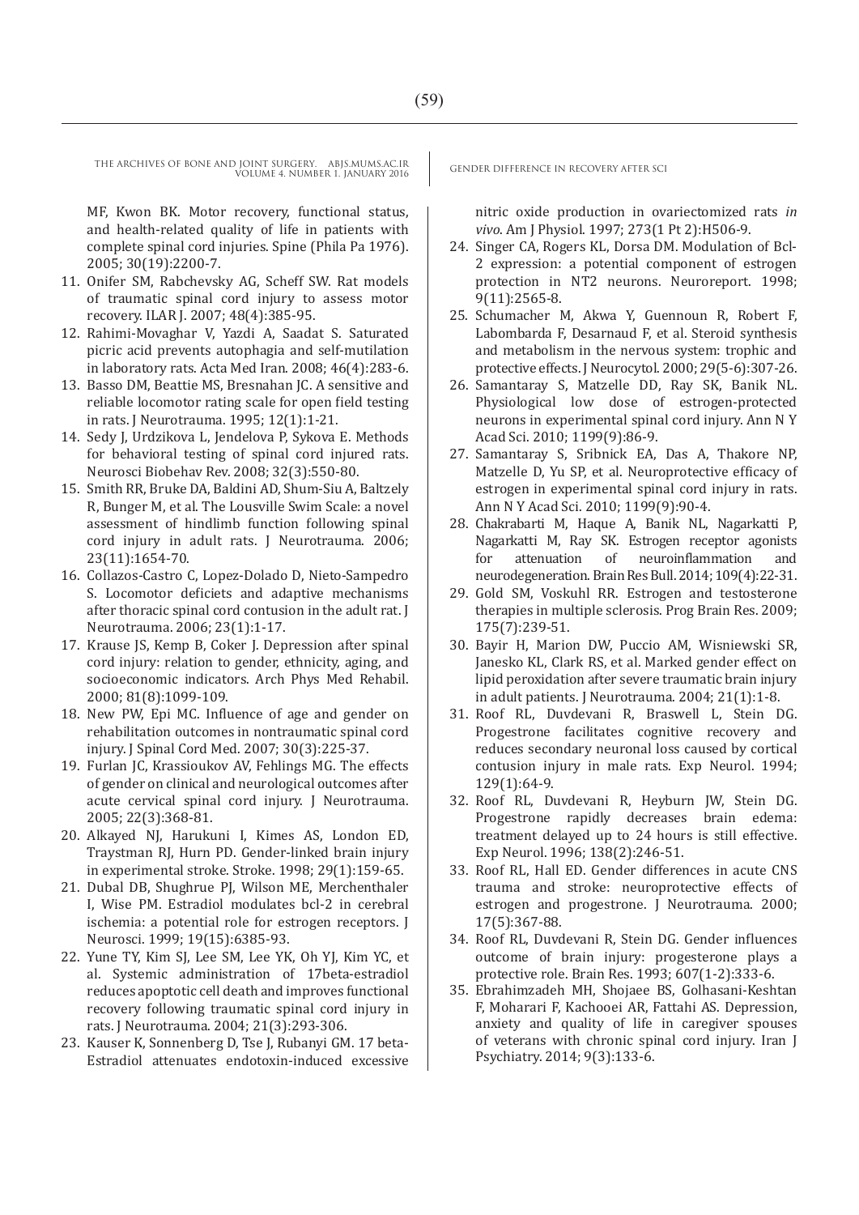MF, Kwon BK. Motor recovery, functional status, and health-related quality of life in patients with complete spinal cord injuries. Spine (Phila Pa 1976). 2005; 30(19):2200-7.

11. Onifer SM, Rabchevsky AG, Scheff SW. Rat models of traumatic spinal cord injury to assess motor recovery. ILAR J. 2007; 48(4):385-95.
12. Rahimi-Movaghar V, Yazdi A, Saadat S. Saturated picric acid prevents autophagia and self-mutilation in laboratory rats. Acta Med Iran. 2008; 46(4):283-6.
13. Basso DM, Beattie MS, Bresnahan JC. A sensitive and reliable locomotor rating scale for open field testing in rats. J Neurotrauma. 1995; 12(1):1-21.
14. Sedy J, Urdzikova L, Jendelova P, Sykova E. Methods for behavioral testing of spinal cord injured rats. Neurosci Biobehav Rev. 2008; 32(3):550-80.
15. Smith RR, Bruke DA, Baldini AD, Shum-Siu A, Baltzely R, Bunger M, et al. The Lousville Swim Scale: a novel assessment of hindlimb function following spinal cord injury in adult rats. J Neurotrauma. 2006; 23(11):1654-70.
16. Collazos-Castro C, Lopez-Dolado D, Nieto-Sampedro S. Locomotor deficiets and adaptive mechanisms after thoracic spinal cord contusion in the adult rat. J Neurotrauma. 2006; 23(1):1-17.
17. Krause JS, Kemp B, Coker J. Depression after spinal cord injury: relation to gender, ethnicity, aging, and socioeconomic indicators. Arch Phys Med Rehabil. 2000; 81(8):1099-109.
18. New PW, Epi MC. Influence of age and gender on rehabilitation outcomes in nontraumatic spinal cord injury. J Spinal Cord Med. 2007; 30(3):225-37.
19. Furlan JC, Krassioukov AV, Fehlings MG. The effects of gender on clinical and neurological outcomes after acute cervical spinal cord injury. J Neurotrauma. 2005; 22(3):368-81.
20. Alkayed NJ, Harukuni I, Kimes AS, London ED, Traystman RJ, Hurn PD. Gender-linked brain injury in experimental stroke. Stroke. 1998; 29(1):159-65.
21. Dubal DB, Shughrue PJ, Wilson ME, Merchenthaler I, Wise PM. Estradiol modulates bcl-2 in cerebral ischemia: a potential role for estrogen receptors. J Neurosci. 1999; 19(15):6385-93.
22. Yune TY, Kim SJ, Lee SM, Lee YK, Oh YJ, Kim YC, et al. Systemic administration of 17beta-estradiol reduces apoptotic cell death and improves functional recovery following traumatic spinal cord injury in rats. J Neurotrauma. 2004; 21(3):293-306.
23. Kauser K, Sonnenberg D, Tse J, Rubanyi GM. 17 beta-Estradiol attenuates endotoxin-induced excessive nitric oxide production in ovariectomized rats *in vivo*. Am J Physiol. 1997; 273(1 Pt 2):H506-9.
24. Singer CA, Rogers KL, Dorsa DM. Modulation of Bcl-2 expression: a potential component of estrogen protection in NT2 neurons. Neuroreport. 1998; 9(11):2565-8.
25. Schumacher M, Akwa Y, Guennoun R, Robert F, Labombarda F, Desarnaud F, et al. Steroid synthesis and metabolism in the nervous system: trophic and protective effects. J Neurocytol. 2000; 29(5-6):307-26.
26. Samantaray S, Matzelle DD, Ray SK, Banik NL. Physiological low dose of estrogen-protected neurons in experimental spinal cord injury. Ann N Y Acad Sci. 2010; 1199(9):86-9.
27. Samantaray S, Sribnick EA, Das A, Thakore NP, Matzelle D, Yu SP, et al. Neuroprotective efficacy of estrogen in experimental spinal cord injury in rats. Ann N Y Acad Sci. 2010; 1199(9):90-4.
28. Chakrabarti M, Haque A, Banik NL, Nagarkatti P, Nagarkatti M, Ray SK. Estrogen receptor agonists for attenuation of neuroinflammation and neurodegeneration. Brain Res Bull. 2014; 109(4):22-31.
29. Gold SM, Voskuhl RR. Estrogen and testosterone therapies in multiple sclerosis. Prog Brain Res. 2009; 175(7):239-51.
30. Bayir H, Marion DW, Puccio AM, Wisniewski SR, Janesko KL, Clark RS, et al. Marked gender effect on lipid peroxidation after severe traumatic brain injury in adult patients. J Neurotrauma. 2004; 21(1):1-8.
31. Roof RL, Duvdevani R, Braswell L, Stein DG. Progestrone facilitates cognitive recovery and reduces secondary neuronal loss caused by cortical contusion injury in male rats. Exp Neurol. 1994; 129(1):64-9.
32. Roof RL, Duvdevani R, Heyburn JW, Stein DG. Progestrone rapidly decreases brain edema: treatment delayed up to 24 hours is still effective. Exp Neurol. 1996; 138(2):246-51.
33. Roof RL, Hall ED. Gender differences in acute CNS trauma and stroke: neuroprotective effects of estrogen and progestrone. J Neurotrauma. 2000; 17(5):367-88.
34. Roof RL, Duvdevani R, Stein DG. Gender influences outcome of brain injury: progesterone plays a protective role. Brain Res. 1993; 607(1-2):333-6.
35. Ebrahimzadeh MH, Shojaee BS, Golhasani-Keshtan F, Moharari F, Kachooei AR, Fattahi AS. Depression, anxiety and quality of life in caregiver spouses of veterans with chronic spinal cord injury. Iran J Psychiatry. 2014; 9(3):133-6.